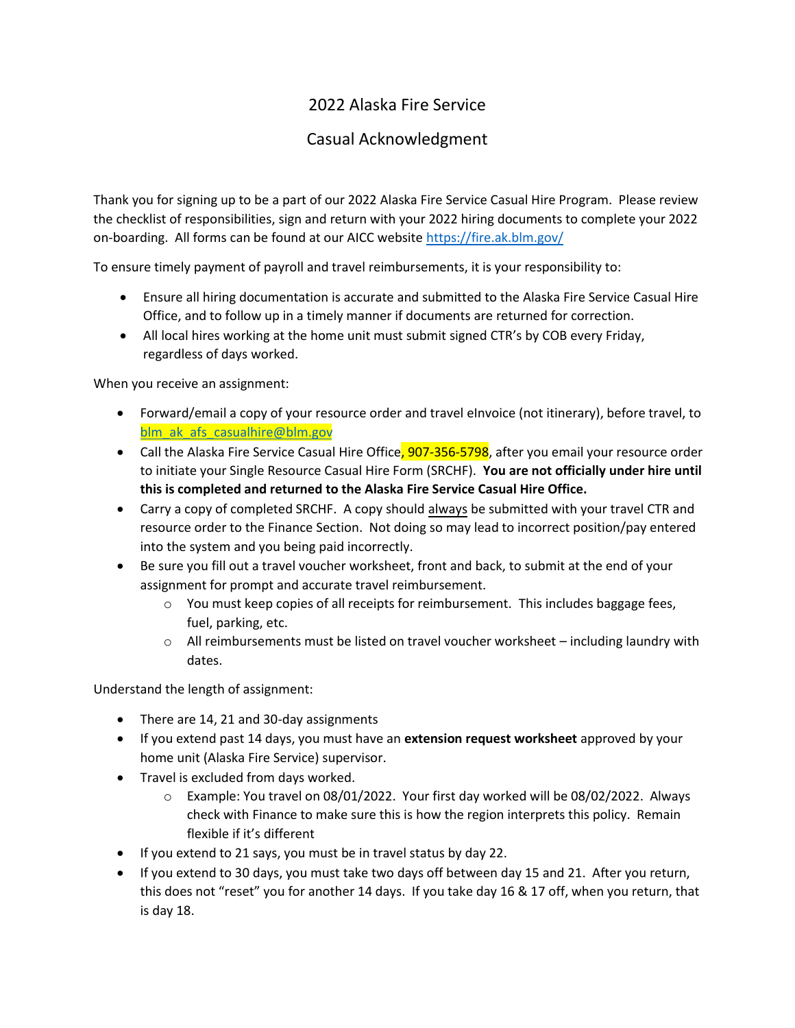# 2022 Alaska Fire Service

## Casual Acknowledgment

Thank you for signing up to be a part of our 2022 Alaska Fire Service Casual Hire Program. Please review the checklist of responsibilities, sign and return with your 2022 hiring documents to complete your 2022 on-boarding. All forms can be found at our AICC website https://fire.ak.blm.gov/

To ensure timely payment of payroll and travel reimbursements, it is your responsibility to:

- Ensure all hiring documentation is accurate and submitted to the Alaska Fire Service Casual Hire Office, and to follow up in a timely manner if documents are returned for correction.
- All local hires working at the home unit must submit signed CTR's by COB every Friday, regardless of days worked.

When you receive an assignment:

- Forward/email a copy of your resource order and travel eInvoice (not itinerary), before travel, to blm_ak_afs_casualhire@blm.gov
- Call the Alaska Fire Service Casual Hire Office, 907-356-5798, after you email your resource order to initiate your Single Resource Casual Hire Form (SRCHF). **You are not officially under hire until this is completed and returned to the Alaska Fire Service Casual Hire Office.**
- Carry a copy of completed SRCHF. A copy should always be submitted with your travel CTR and resource order to the Finance Section. Not doing so may lead to incorrect position/pay entered into the system and you being paid incorrectly.
- Be sure you fill out a travel voucher worksheet, front and back, to submit at the end of your assignment for prompt and accurate travel reimbursement.
  - You must keep copies of all receipts for reimbursement. This includes baggage fees, fuel, parking, etc.
  - All reimbursements must be listed on travel voucher worksheet – including laundry with dates.

Understand the length of assignment:

- There are 14, 21 and 30-day assignments
- If you extend past 14 days, you must have an **extension request worksheet** approved by your home unit (Alaska Fire Service) supervisor.
- Travel is excluded from days worked.
  - Example: You travel on 08/01/2022. Your first day worked will be 08/02/2022. Always check with Finance to make sure this is how the region interprets this policy. Remain flexible if it's different
- If you extend to 21 says, you must be in travel status by day 22.
- If you extend to 30 days, you must take two days off between day 15 and 21. After you return, this does not "reset" you for another 14 days. If you take day 16 & 17 off, when you return, that is day 18.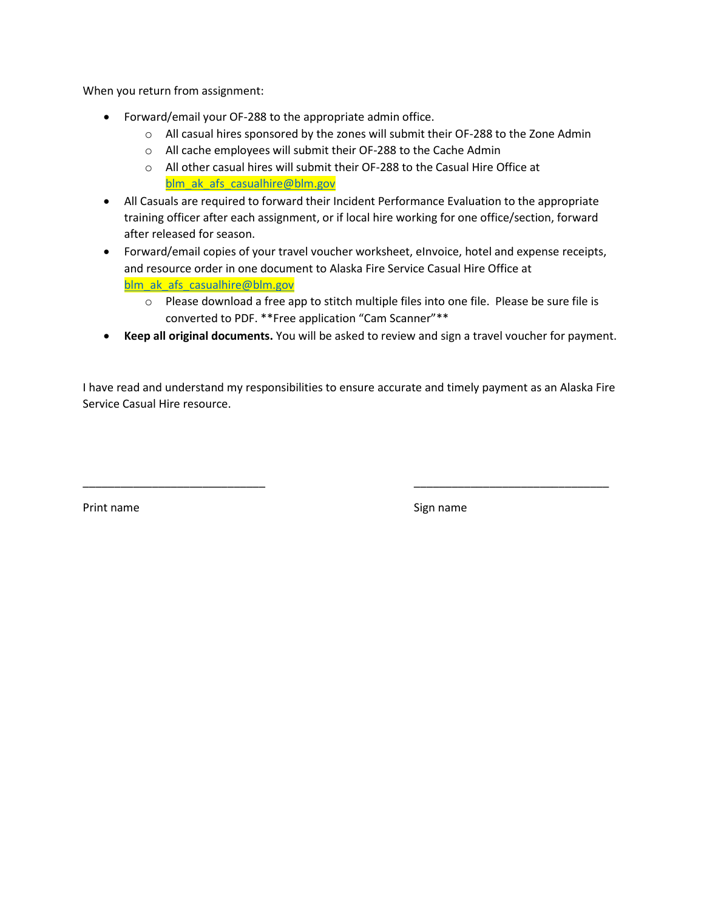When you return from assignment:

- Forward/email your OF-288 to the appropriate admin office.
  - All casual hires sponsored by the zones will submit their OF-288 to the Zone Admin
  - All cache employees will submit their OF-288 to the Cache Admin
  - All other casual hires will submit their OF-288 to the Casual Hire Office at blm_ak_afs_casualhire@blm.gov
- All Casuals are required to forward their Incident Performance Evaluation to the appropriate training officer after each assignment, or if local hire working for one office/section, forward after released for season.
- Forward/email copies of your travel voucher worksheet, eInvoice, hotel and expense receipts, and resource order in one document to Alaska Fire Service Casual Hire Office at blm_ak_afs_casualhire@blm.gov
  - Please download a free app to stitch multiple files into one file. Please be sure file is converted to PDF. **Free application "Cam Scanner"**
- **Keep all original documents.** You will be asked to review and sign a travel voucher for payment.

I have read and understand my responsibilities to ensure accurate and timely payment as an Alaska Fire Service Casual Hire resource.

_____________________________ _______________________________

Print name Sign name